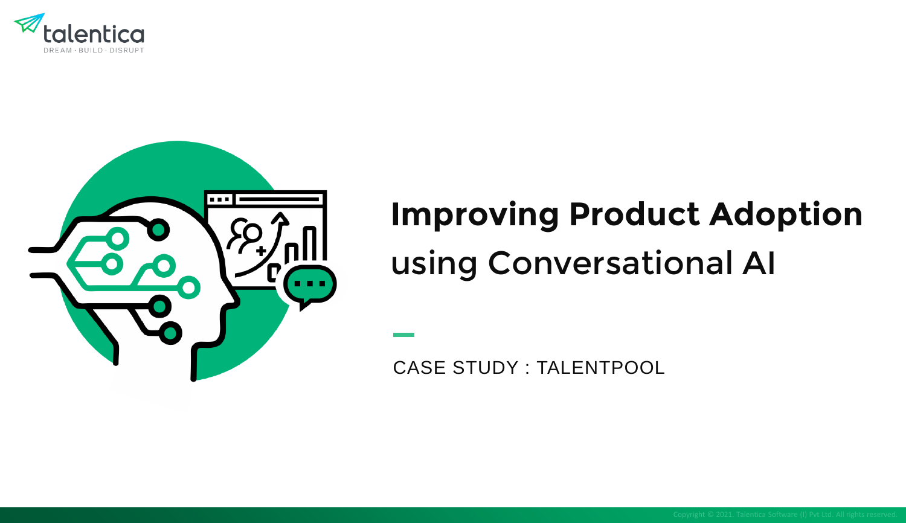# Improving Product Adoption using Conversational AI

CASE STUDY : TALENTPOOL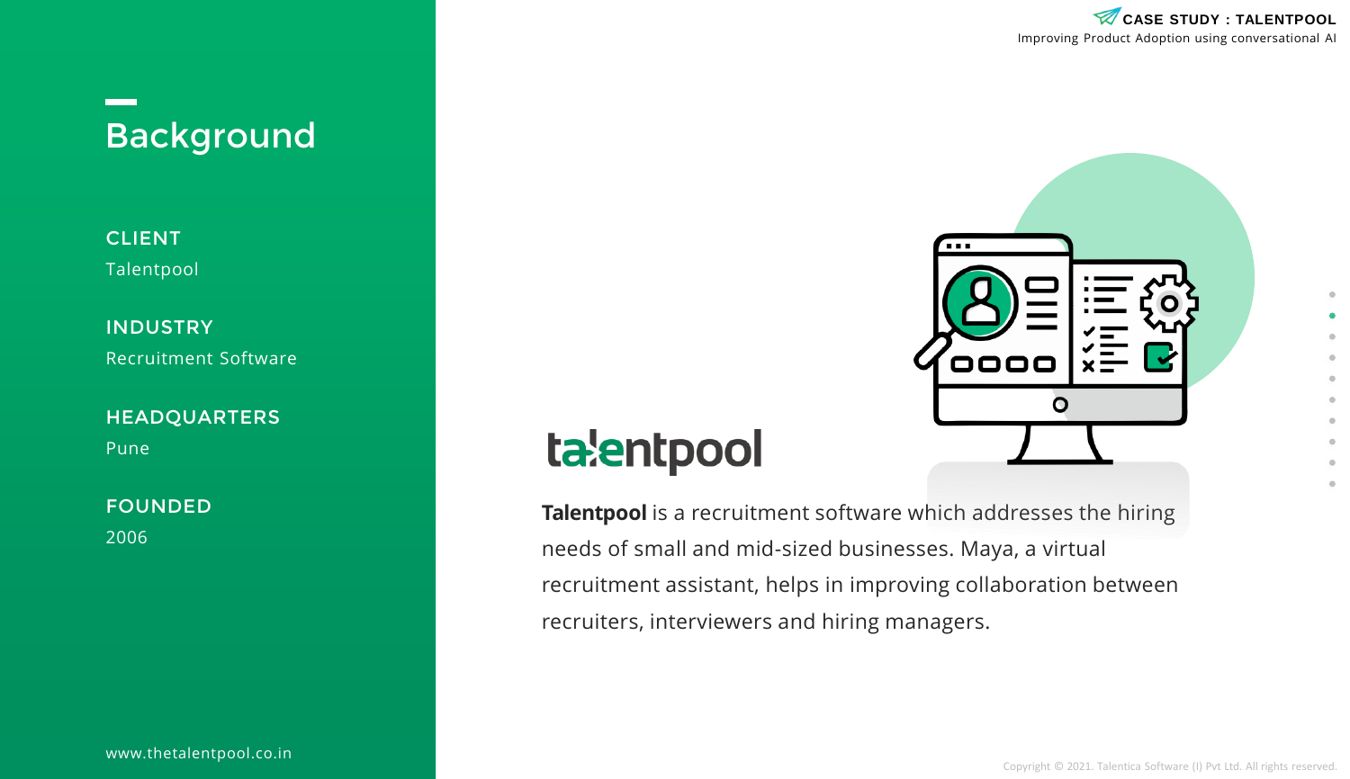# Background

**CLIENT**
Talentpool

**INDUSTRY**
Recruitment Software

**HEADQUARTERS**
Pune

**FOUNDED**
2006

www.thetalentpool.co.in

talentpool

**Talentpool** is a recruitment software which addresses the hiring needs of small and mid-sized businesses. Maya, a virtual recruitment assistant, helps in improving collaboration between recruiters, interviewers and hiring managers.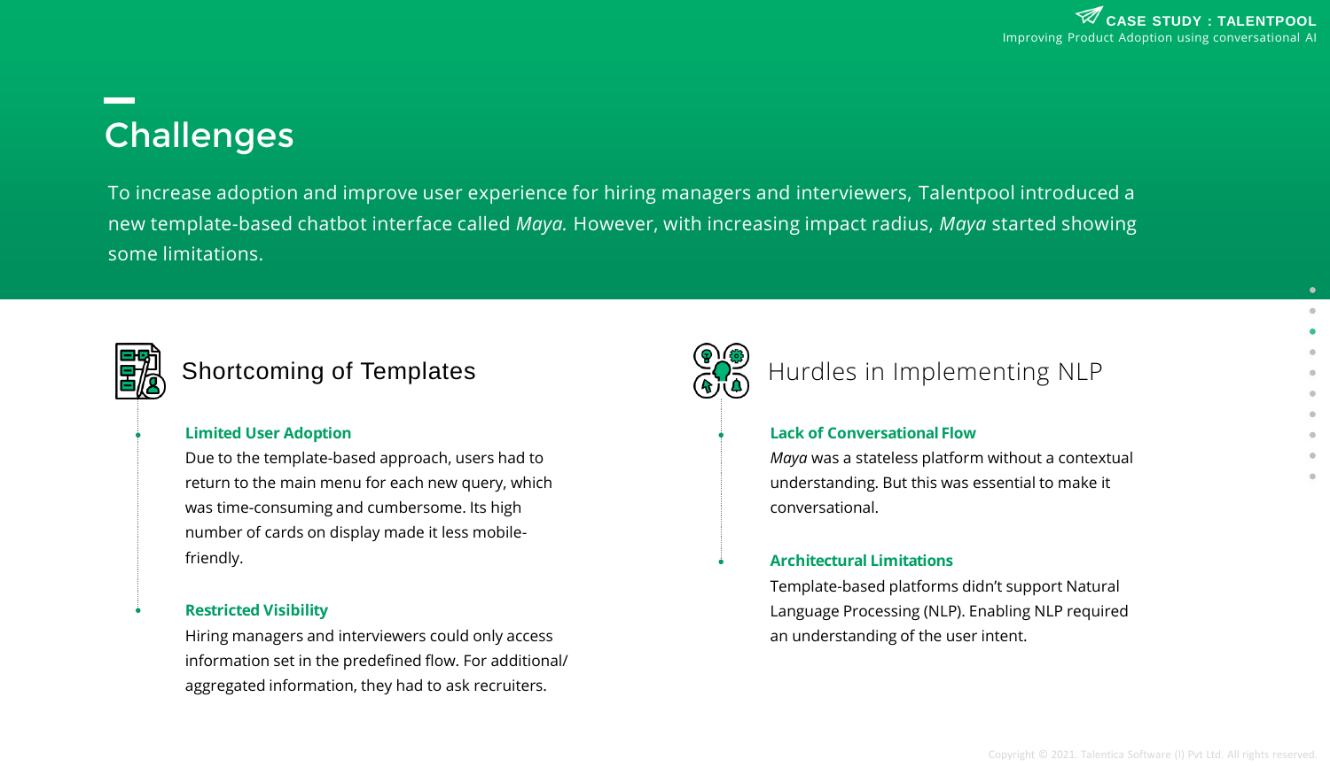# Challenges

To increase adoption and improve user experience for hiring managers and interviewers, Talentpool introduced a new template-based chatbot interface called *Maya.* However, with increasing impact radius, *Maya* started showing some limitations.

## Shortcoming of Templates

**Limited User Adoption**

Due to the template-based approach, users had to return to the main menu for each new query, which was time-consuming and cumbersome. Its high number of cards on display made it less mobile-friendly.

**Restricted Visibility**

Hiring managers and interviewers could only access information set in the predefined flow. For additional/aggregated information, they had to ask recruiters.

## Hurdles in Implementing NLP

**Lack of Conversational Flow**

*Maya* was a stateless platform without a contextual understanding. But this was essential to make it conversational.

**Architectural Limitations**

Template-based platforms didn't support Natural Language Processing (NLP). Enabling NLP required an understanding of the user intent.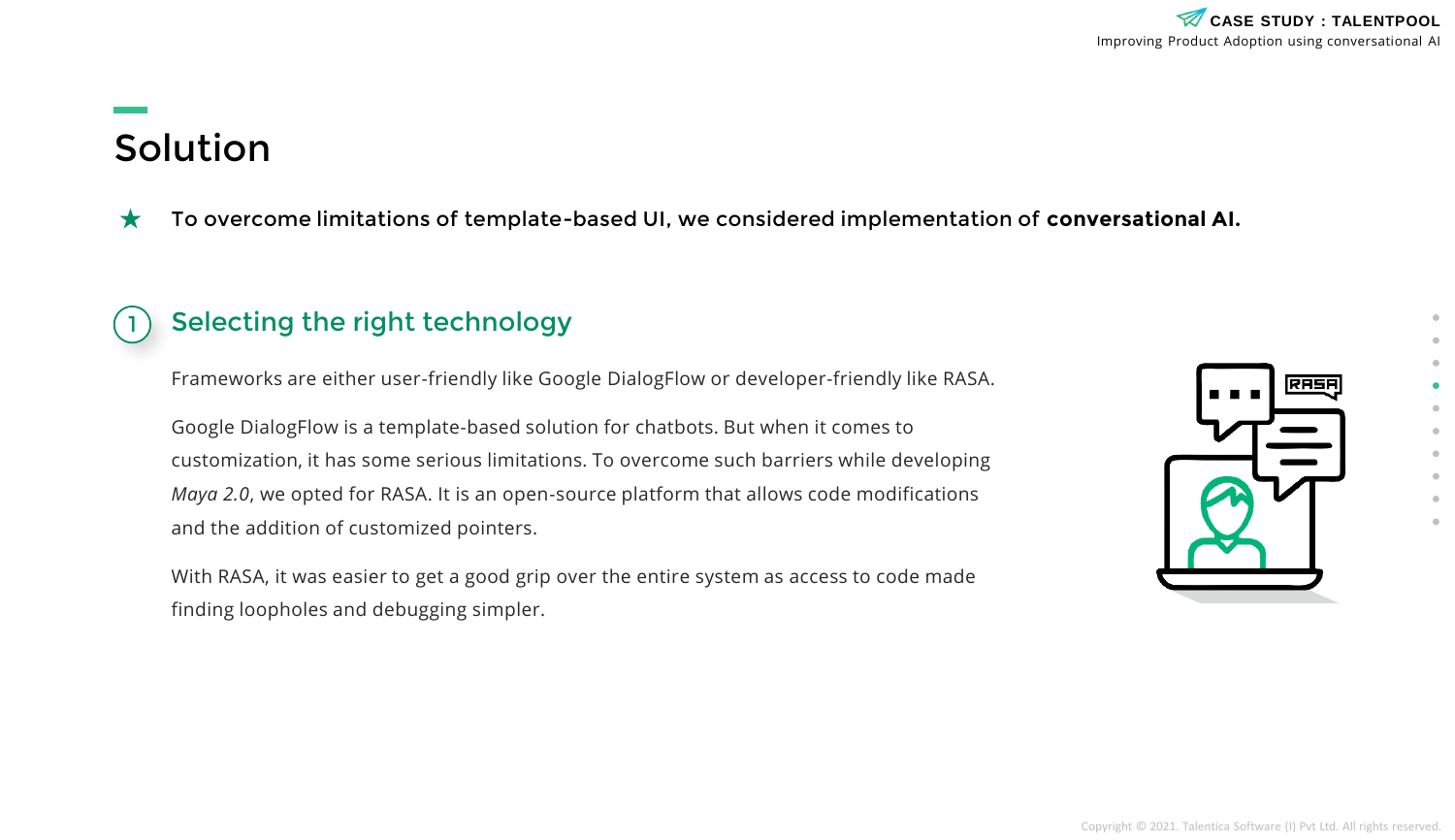# Solution

★ To overcome limitations of template-based UI, we considered implementation of **conversational AI.**

## 1 Selecting the right technology

Frameworks are either user-friendly like Google DialogFlow or developer-friendly like RASA.

Google DialogFlow is a template-based solution for chatbots. But when it comes to customization, it has some serious limitations. To overcome such barriers while developing *Maya 2.0*, we opted for RASA. It is an open-source platform that allows code modifications and the addition of customized pointers.

With RASA, it was easier to get a good grip over the entire system as access to code made finding loopholes and debugging simpler.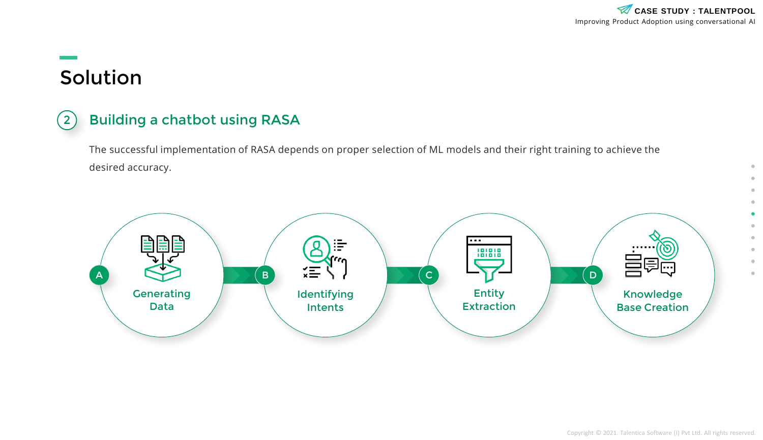# Solution

## 2 Building a chatbot using RASA

The successful implementation of RASA depends on proper selection of ML models and their right training to achieve the desired accuracy.

- **A** Generating Data
- **B** Identifying Intents
- **C** Entity Extraction
- **D** Knowledge Base Creation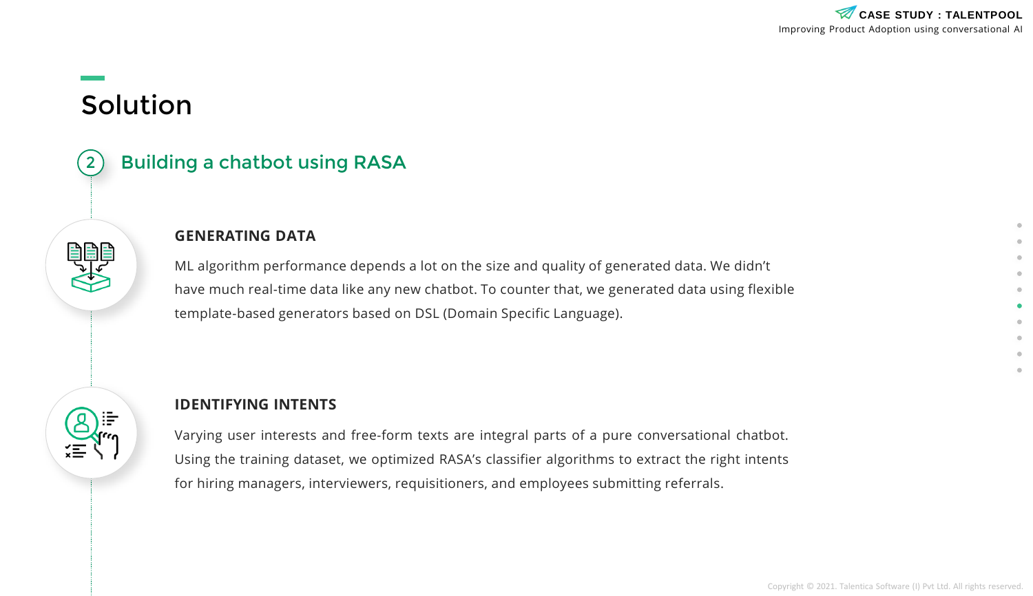# Solution

## 2 Building a chatbot using RASA

### GENERATING DATA

ML algorithm performance depends a lot on the size and quality of generated data. We didn't have much real-time data like any new chatbot. To counter that, we generated data using flexible template-based generators based on DSL (Domain Specific Language).

### IDENTIFYING INTENTS

Varying user interests and free-form texts are integral parts of a pure conversational chatbot. Using the training dataset, we optimized RASA's classifier algorithms to extract the right intents for hiring managers, interviewers, requisitioners, and employees submitting referrals.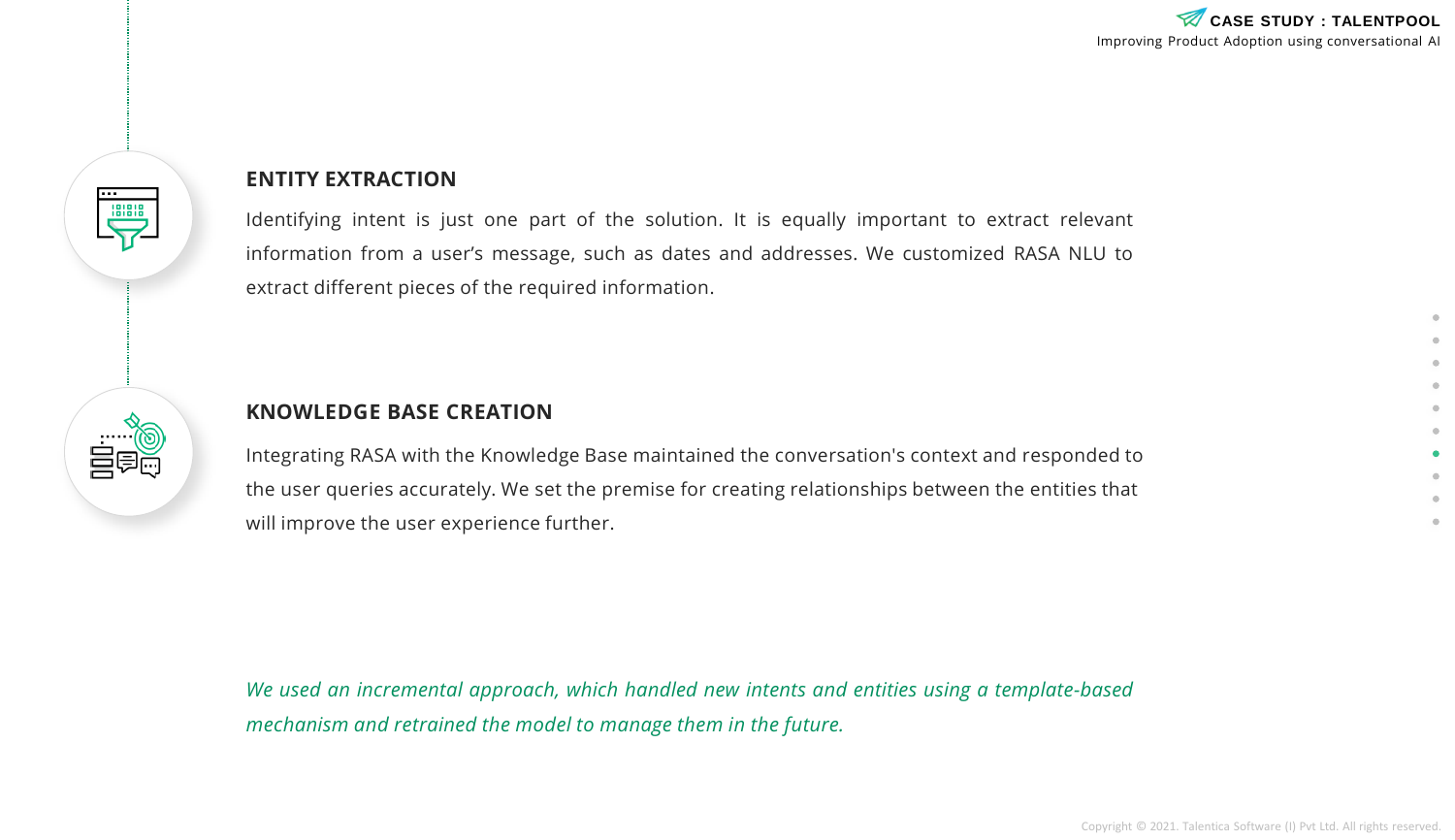## ENTITY EXTRACTION

Identifying intent is just one part of the solution. It is equally important to extract relevant information from a user's message, such as dates and addresses. We customized RASA NLU to extract different pieces of the required information.

## KNOWLEDGE BASE CREATION

Integrating RASA with the Knowledge Base maintained the conversation's context and responded to the user queries accurately. We set the premise for creating relationships between the entities that will improve the user experience further.

*We used an incremental approach, which handled new intents and entities using a template-based mechanism and retrained the model to manage them in the future.*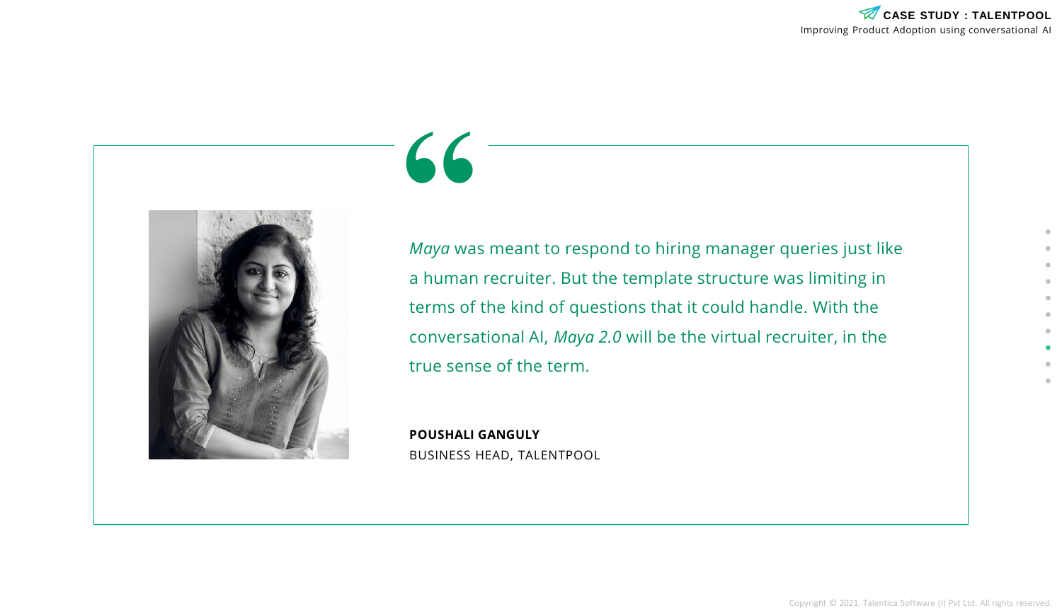> *Maya* was meant to respond to hiring manager queries just like a human recruiter. But the template structure was limiting in terms of the kind of questions that it could handle. With the conversational AI, *Maya 2.0* will be the virtual recruiter, in the true sense of the term.

**POUSHALI GANGULY**
BUSINESS HEAD, TALENTPOOL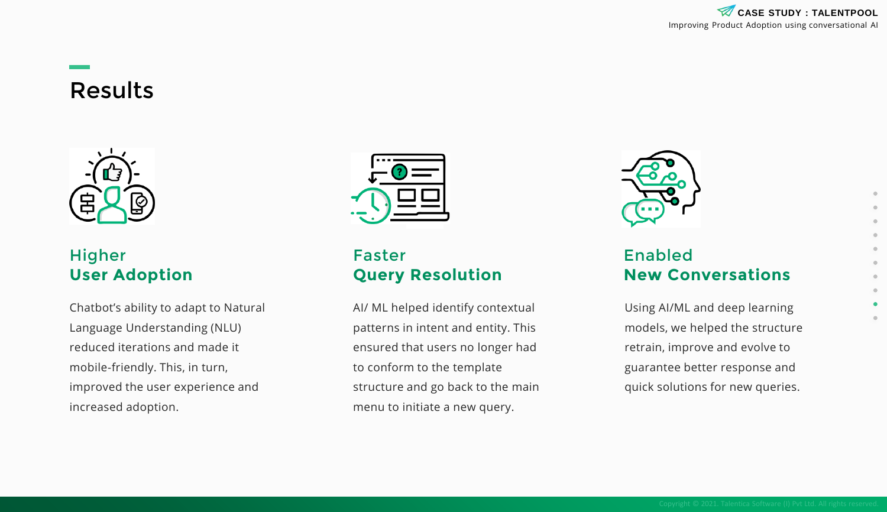## Results

### Higher **User Adoption**

Chatbot's ability to adapt to Natural Language Understanding (NLU) reduced iterations and made it mobile-friendly. This, in turn, improved the user experience and increased adoption.

### Faster **Query Resolution**

AI/ ML helped identify contextual patterns in intent and entity. This ensured that users no longer had to conform to the template structure and go back to the main menu to initiate a new query.

### Enabled **New Conversations**

Using AI/ML and deep learning models, we helped the structure retrain, improve and evolve to guarantee better response and quick solutions for new queries.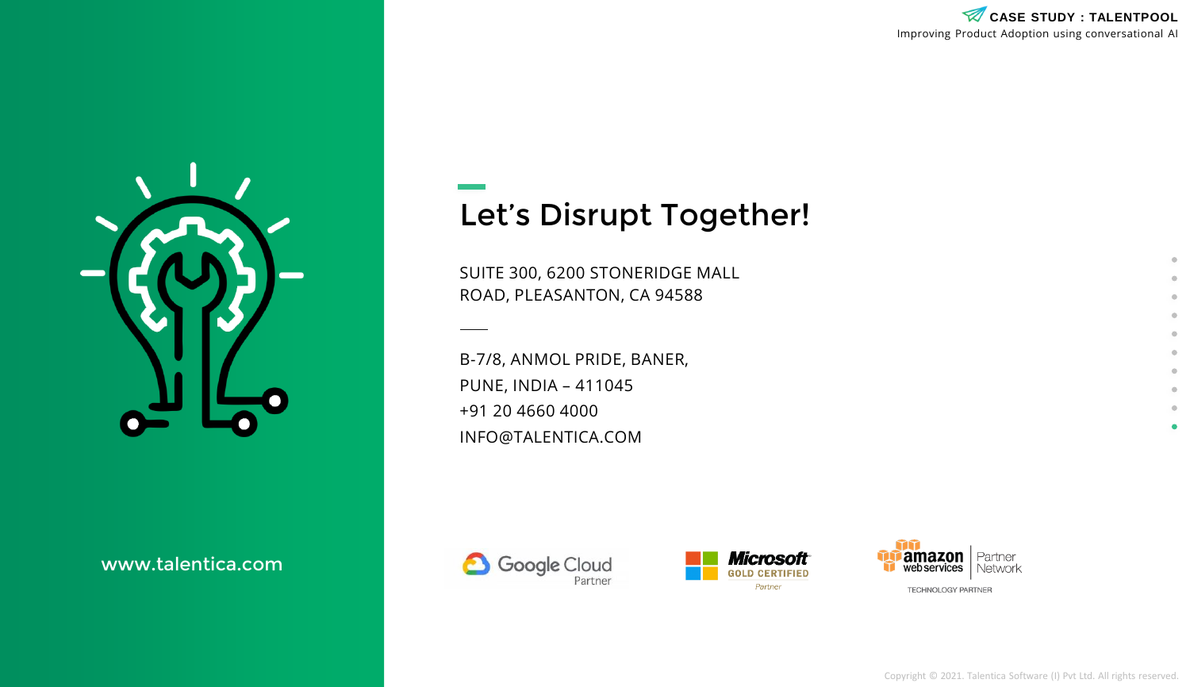www.talentica.com

## Let's Disrupt Together!

SUITE 300, 6200 STONERIDGE MALL
ROAD, PLEASANTON, CA 94588

B-7/8, ANMOL PRIDE, BANER,
PUNE, INDIA – 411045
+91 20 4660 4000
INFO@TALENTICA.COM

Google Cloud Partner

Microsoft GOLD CERTIFIED Partner

amazon web services Partner Network TECHNOLOGY PARTNER

Copyright © 2021. Talentica Software (I) Pvt Ltd. All rights reserved.